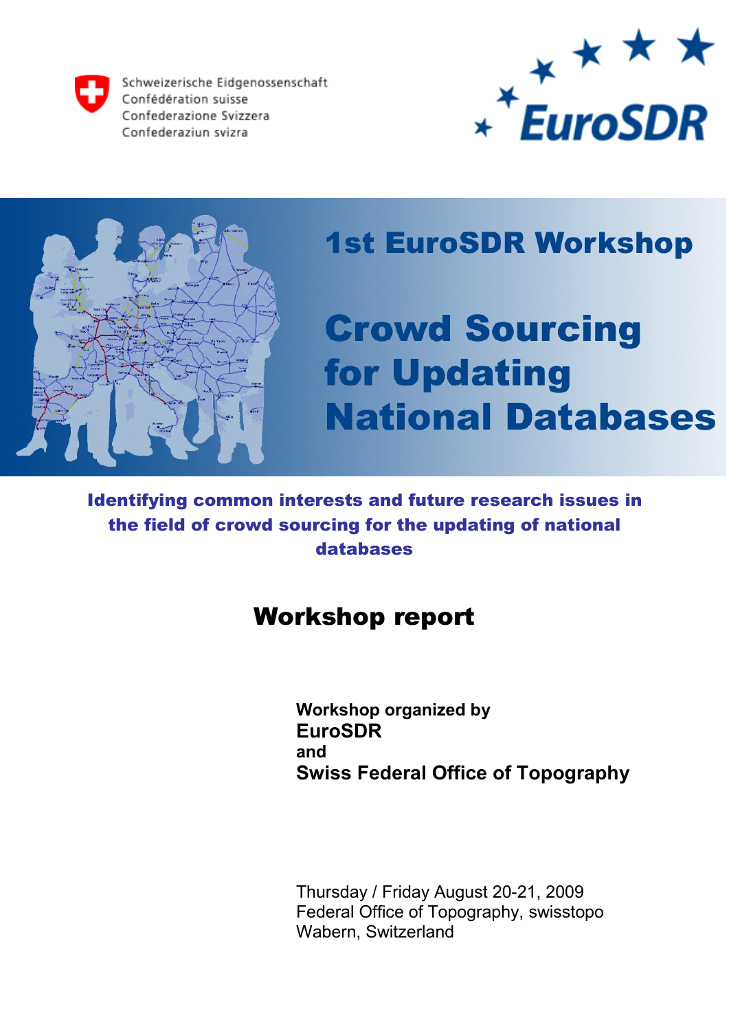Schweizerische Eidgenossenschaft
Confédération suisse
Confederazione Svizzera
Confederaziun svizra

EuroSDR

# 1st EuroSDR Workshop

# Crowd Sourcing for Updating National Databases

**Identifying common interests and future research issues in the field of crowd sourcing for the updating of national databases**

## Workshop report

**Workshop organized by**
**EuroSDR**
**and**
**Swiss Federal Office of Topography**

Thursday / Friday August 20-21, 2009
Federal Office of Topography, swisstopo
Wabern, Switzerland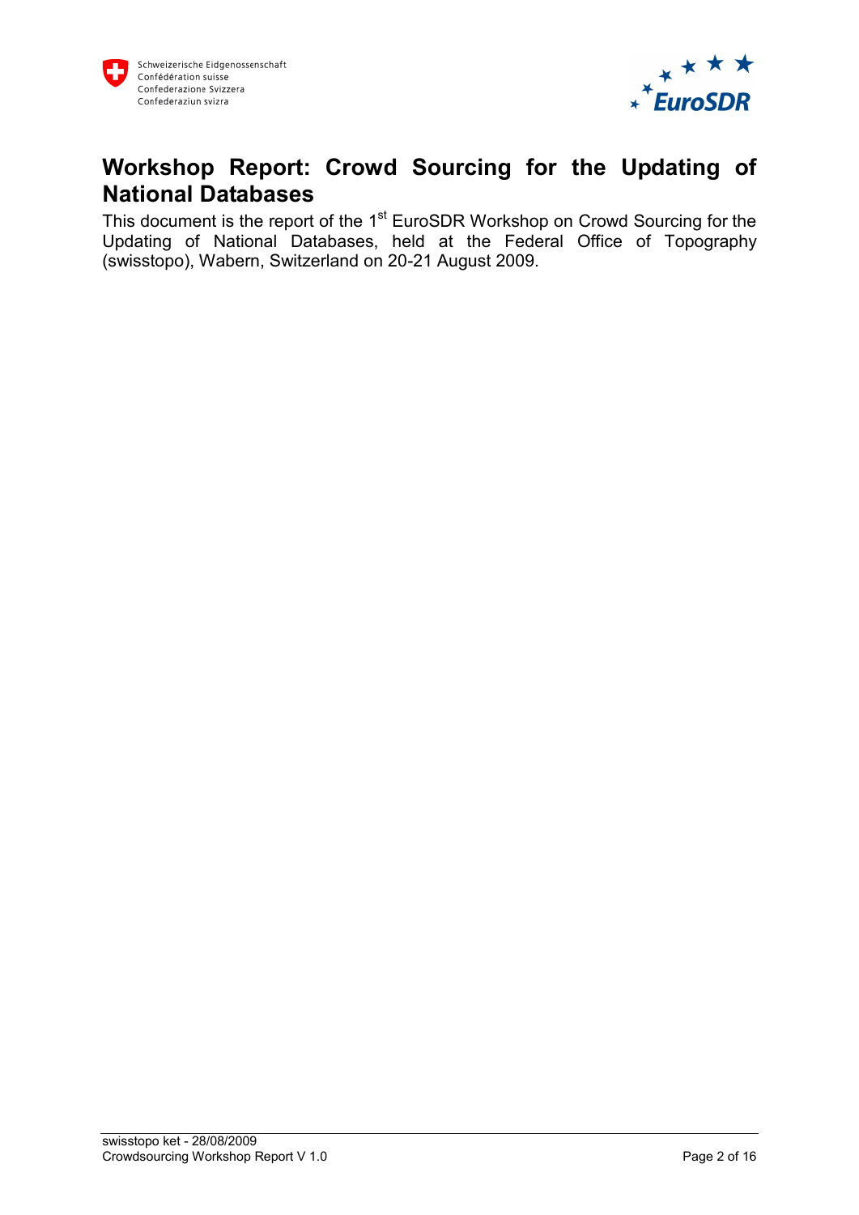# Workshop Report: Crowd Sourcing for the Updating of National Databases

This document is the report of the 1st EuroSDR Workshop on Crowd Sourcing for the Updating of National Databases, held at the Federal Office of Topography (swisstopo), Wabern, Switzerland on 20-21 August 2009.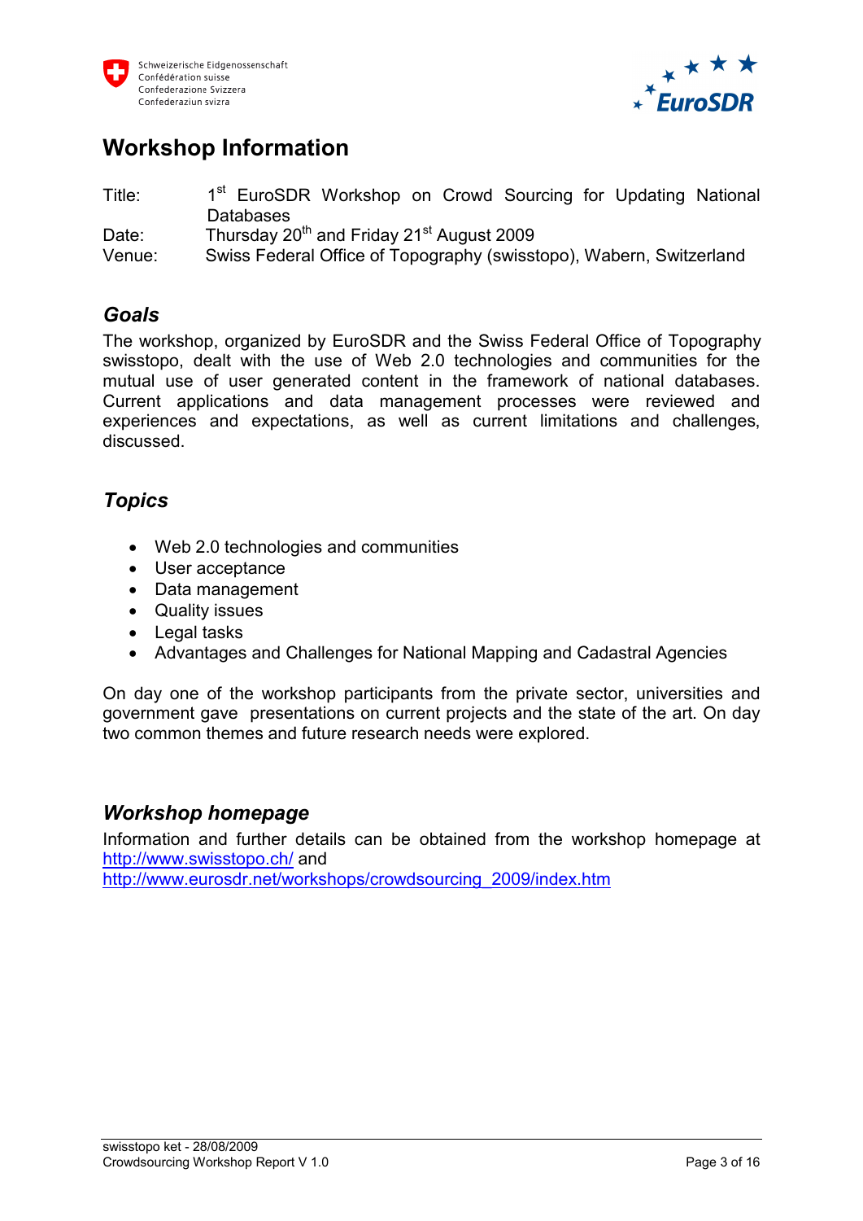# Workshop Information

Title: 1st EuroSDR Workshop on Crowd Sourcing for Updating National Databases

Date: Thursday 20th and Friday 21st August 2009

Venue: Swiss Federal Office of Topography (swisstopo), Wabern, Switzerland

## *Goals*

The workshop, organized by EuroSDR and the Swiss Federal Office of Topography swisstopo, dealt with the use of Web 2.0 technologies and communities for the mutual use of user generated content in the framework of national databases. Current applications and data management processes were reviewed and experiences and expectations, as well as current limitations and challenges, discussed.

## *Topics*

- Web 2.0 technologies and communities
- User acceptance
- Data management
- Quality issues
- Legal tasks
- Advantages and Challenges for National Mapping and Cadastral Agencies

On day one of the workshop participants from the private sector, universities and government gave presentations on current projects and the state of the art. On day two common themes and future research needs were explored.

## *Workshop homepage*

Information and further details can be obtained from the workshop homepage at http://www.swisstopo.ch/ and
http://www.eurosdr.net/workshops/crowdsourcing_2009/index.htm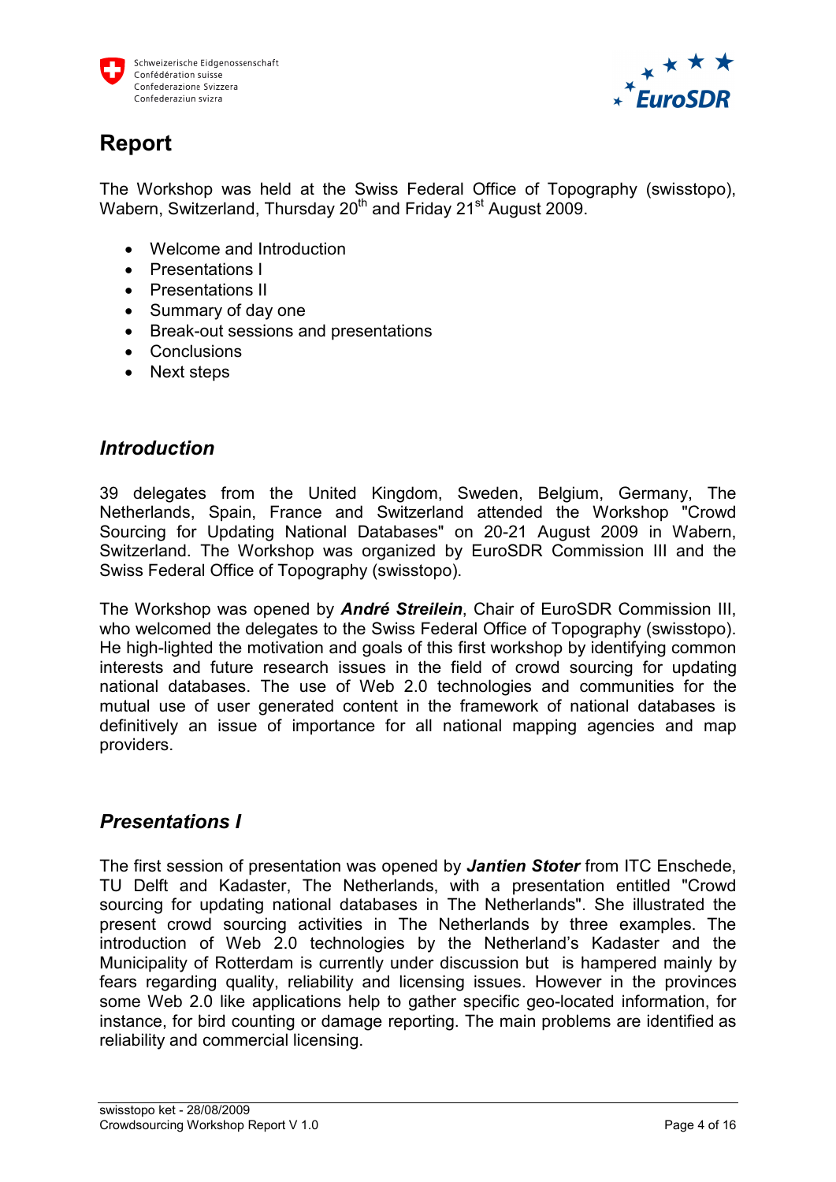# Report

The Workshop was held at the Swiss Federal Office of Topography (swisstopo), Wabern, Switzerland, Thursday 20th and Friday 21st August 2009.

- Welcome and Introduction
- Presentations I
- Presentations II
- Summary of day one
- Break-out sessions and presentations
- Conclusions
- Next steps

## *Introduction*

39 delegates from the United Kingdom, Sweden, Belgium, Germany, The Netherlands, Spain, France and Switzerland attended the Workshop "Crowd Sourcing for Updating National Databases" on 20-21 August 2009 in Wabern, Switzerland. The Workshop was organized by EuroSDR Commission III and the Swiss Federal Office of Topography (swisstopo).

The Workshop was opened by ***André Streilein***, Chair of EuroSDR Commission III, who welcomed the delegates to the Swiss Federal Office of Topography (swisstopo). He high-lighted the motivation and goals of this first workshop by identifying common interests and future research issues in the field of crowd sourcing for updating national databases. The use of Web 2.0 technologies and communities for the mutual use of user generated content in the framework of national databases is definitively an issue of importance for all national mapping agencies and map providers.

## *Presentations I*

The first session of presentation was opened by ***Jantien Stoter*** from ITC Enschede, TU Delft and Kadaster, The Netherlands, with a presentation entitled "Crowd sourcing for updating national databases in The Netherlands". She illustrated the present crowd sourcing activities in The Netherlands by three examples. The introduction of Web 2.0 technologies by the Netherland's Kadaster and the Municipality of Rotterdam is currently under discussion but is hampered mainly by fears regarding quality, reliability and licensing issues. However in the provinces some Web 2.0 like applications help to gather specific geo-located information, for instance, for bird counting or damage reporting. The main problems are identified as reliability and commercial licensing.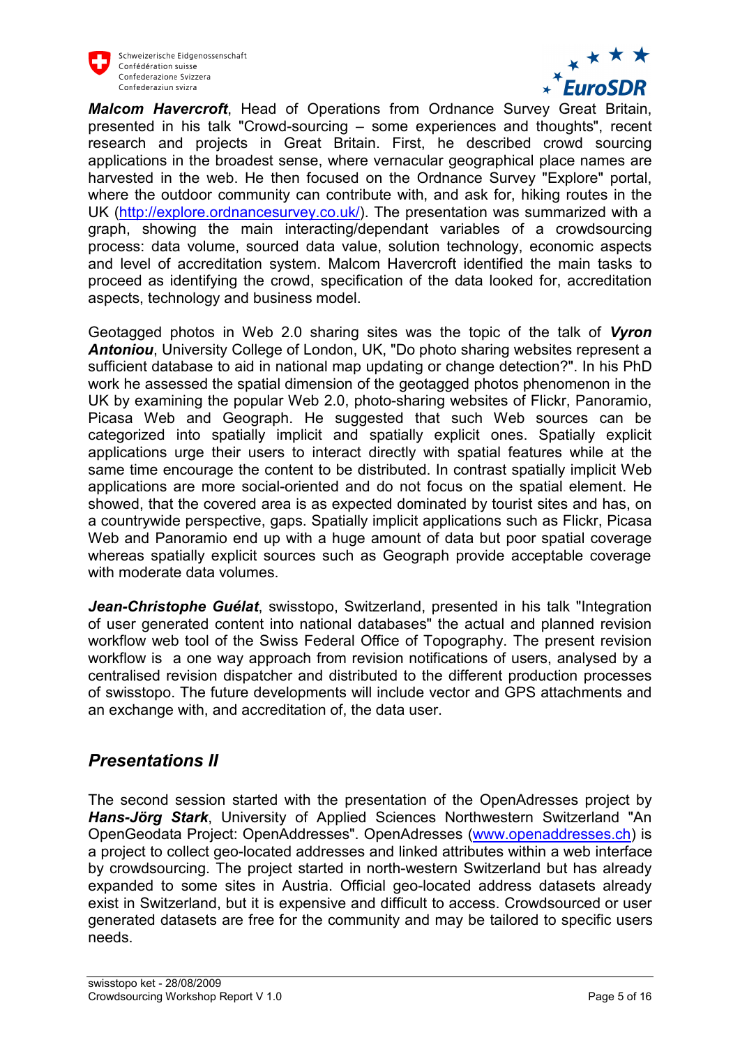**_Malcom Havercroft_**, Head of Operations from Ordnance Survey Great Britain, presented in his talk "Crowd-sourcing – some experiences and thoughts", recent research and projects in Great Britain. First, he described crowd sourcing applications in the broadest sense, where vernacular geographical place names are harvested in the web. He then focused on the Ordnance Survey "Explore" portal, where the outdoor community can contribute with, and ask for, hiking routes in the UK (http://explore.ordnancesurvey.co.uk/). The presentation was summarized with a graph, showing the main interacting/dependant variables of a crowdsourcing process: data volume, sourced data value, solution technology, economic aspects and level of accreditation system. Malcom Havercroft identified the main tasks to proceed as identifying the crowd, specification of the data looked for, accreditation aspects, technology and business model.

Geotagged photos in Web 2.0 sharing sites was the topic of the talk of **_Vyron Antoniou_**, University College of London, UK, "Do photo sharing websites represent a sufficient database to aid in national map updating or change detection?". In his PhD work he assessed the spatial dimension of the geotagged photos phenomenon in the UK by examining the popular Web 2.0, photo-sharing websites of Flickr, Panoramio, Picasa Web and Geograph. He suggested that such Web sources can be categorized into spatially implicit and spatially explicit ones. Spatially explicit applications urge their users to interact directly with spatial features while at the same time encourage the content to be distributed. In contrast spatially implicit Web applications are more social-oriented and do not focus on the spatial element. He showed, that the covered area is as expected dominated by tourist sites and has, on a countrywide perspective, gaps. Spatially implicit applications such as Flickr, Picasa Web and Panoramio end up with a huge amount of data but poor spatial coverage whereas spatially explicit sources such as Geograph provide acceptable coverage with moderate data volumes.

**_Jean-Christophe Guélat_**, swisstopo, Switzerland, presented in his talk "Integration of user generated content into national databases" the actual and planned revision workflow web tool of the Swiss Federal Office of Topography. The present revision workflow is a one way approach from revision notifications of users, analysed by a centralised revision dispatcher and distributed to the different production processes of swisstopo. The future developments will include vector and GPS attachments and an exchange with, and accreditation of, the data user.

## *Presentations II*

The second session started with the presentation of the OpenAdresses project by **_Hans-Jörg Stark_**, University of Applied Sciences Northwestern Switzerland "An OpenGeodata Project: OpenAddresses". OpenAdresses (www.openaddresses.ch) is a project to collect geo-located addresses and linked attributes within a web interface by crowdsourcing. The project started in north-western Switzerland but has already expanded to some sites in Austria. Official geo-located address datasets already exist in Switzerland, but it is expensive and difficult to access. Crowdsourced or user generated datasets are free for the community and may be tailored to specific users needs.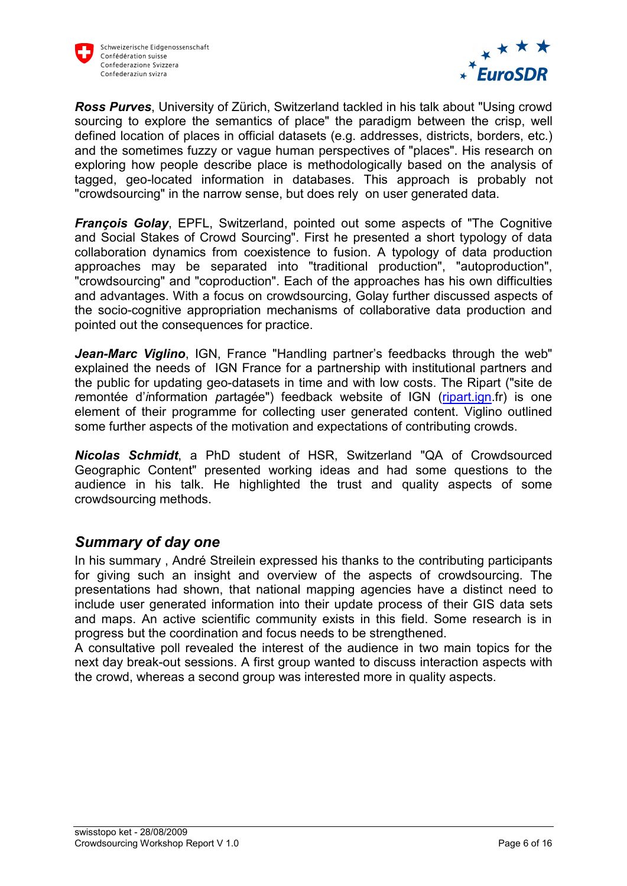***Ross Purves***, University of Zürich, Switzerland tackled in his talk about "Using crowd sourcing to explore the semantics of place" the paradigm between the crisp, well defined location of places in official datasets (e.g. addresses, districts, borders, etc.) and the sometimes fuzzy or vague human perspectives of "places". His research on exploring how people describe place is methodologically based on the analysis of tagged, geo-located information in databases. This approach is probably not "crowdsourcing" in the narrow sense, but does rely on user generated data.

***François Golay***, EPFL, Switzerland, pointed out some aspects of "The Cognitive and Social Stakes of Crowd Sourcing". First he presented a short typology of data collaboration dynamics from coexistence to fusion. A typology of data production approaches may be separated into "traditional production", "autoproduction", "crowdsourcing" and "coproduction". Each of the approaches has his own difficulties and advantages. With a focus on crowdsourcing, Golay further discussed aspects of the socio-cognitive appropriation mechanisms of collaborative data production and pointed out the consequences for practice.

***Jean-Marc Viglino***, IGN, France "Handling partner's feedbacks through the web" explained the needs of IGN France for a partnership with institutional partners and the public for updating geo-datasets in time and with low costs. The Ripart ("site de *r*emontée d'*i*nformation *p*artagée") feedback website of IGN (ripart.ign.fr) is one element of their programme for collecting user generated content. Viglino outlined some further aspects of the motivation and expectations of contributing crowds.

***Nicolas Schmidt***, a PhD student of HSR, Switzerland "QA of Crowdsourced Geographic Content" presented working ideas and had some questions to the audience in his talk. He highlighted the trust and quality aspects of some crowdsourcing methods.

## *Summary of day one*

In his summary , André Streilein expressed his thanks to the contributing participants for giving such an insight and overview of the aspects of crowdsourcing. The presentations had shown, that national mapping agencies have a distinct need to include user generated information into their update process of their GIS data sets and maps. An active scientific community exists in this field. Some research is in progress but the coordination and focus needs to be strengthened.
A consultative poll revealed the interest of the audience in two main topics for the next day break-out sessions. A first group wanted to discuss interaction aspects with the crowd, whereas a second group was interested more in quality aspects.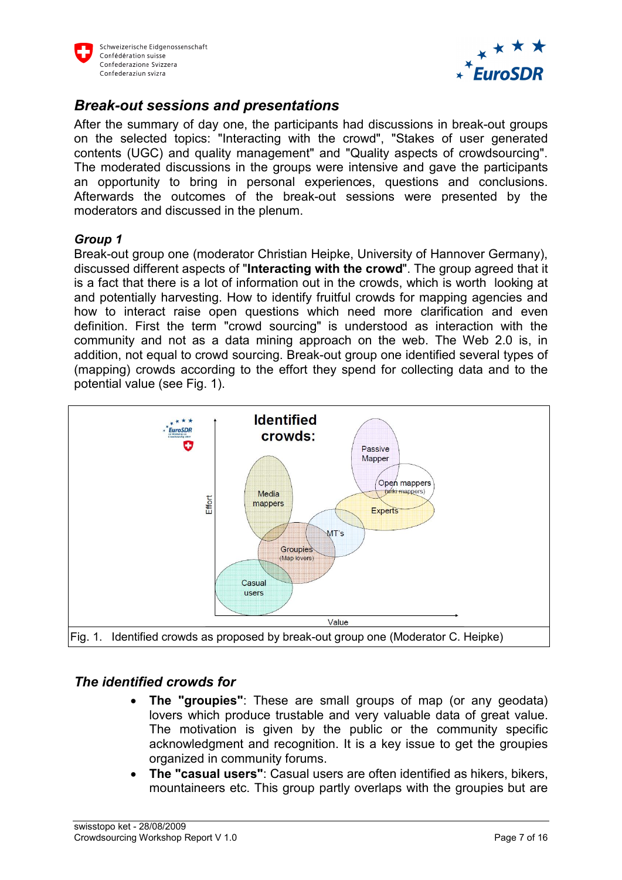## *Break-out sessions and presentations*

After the summary of day one, the participants had discussions in break-out groups on the selected topics: "Interacting with the crowd", "Stakes of user generated contents (UGC) and quality management" and "Quality aspects of crowdsourcing". The moderated discussions in the groups were intensive and gave the participants an opportunity to bring in personal experiences, questions and conclusions. Afterwards the outcomes of the break-out sessions were presented by the moderators and discussed in the plenum.

### *Group 1*

Break-out group one (moderator Christian Heipke, University of Hannover Germany), discussed different aspects of "**Interacting with the crowd**". The group agreed that it is a fact that there is a lot of information out in the crowds, which is worth looking at and potentially harvesting. How to identify fruitful crowds for mapping agencies and how to interact raise open questions which need more clarification and even definition. First the term "crowd sourcing" is understood as interaction with the community and not as a data mining approach on the web. The Web 2.0 is, in addition, not equal to crowd sourcing. Break-out group one identified several types of (mapping) crowds according to the effort they spend for collecting data and to the potential value (see Fig. 1).

Fig. 1. Identified crowds as proposed by break-out group one (Moderator C. Heipke)

### *The identified crowds for*

- **The "groupies"**: These are small groups of map (or any geodata) lovers which produce trustable and very valuable data of great value. The motivation is given by the public or the community specific acknowledgment and recognition. It is a key issue to get the groupies organized in community forums.
- **The "casual users"**: Casual users are often identified as hikers, bikers, mountaineers etc. This group partly overlaps with the groupies but are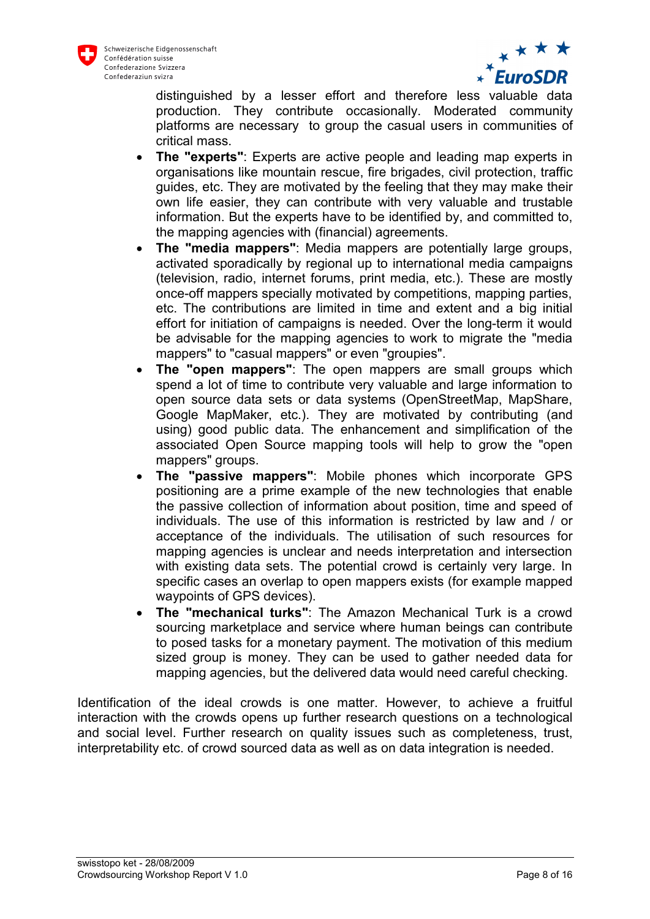distinguished by a lesser effort and therefore less valuable data production. They contribute occasionally. Moderated community platforms are necessary to group the casual users in communities of critical mass.

- **The "experts"**: Experts are active people and leading map experts in organisations like mountain rescue, fire brigades, civil protection, traffic guides, etc. They are motivated by the feeling that they may make their own life easier, they can contribute with very valuable and trustable information. But the experts have to be identified by, and committed to, the mapping agencies with (financial) agreements.
- **The "media mappers"**: Media mappers are potentially large groups, activated sporadically by regional up to international media campaigns (television, radio, internet forums, print media, etc.). These are mostly once-off mappers specially motivated by competitions, mapping parties, etc. The contributions are limited in time and extent and a big initial effort for initiation of campaigns is needed. Over the long-term it would be advisable for the mapping agencies to work to migrate the "media mappers" to "casual mappers" or even "groupies".
- **The "open mappers"**: The open mappers are small groups which spend a lot of time to contribute very valuable and large information to open source data sets or data systems (OpenStreetMap, MapShare, Google MapMaker, etc.). They are motivated by contributing (and using) good public data. The enhancement and simplification of the associated Open Source mapping tools will help to grow the "open mappers" groups.
- **The "passive mappers"**: Mobile phones which incorporate GPS positioning are a prime example of the new technologies that enable the passive collection of information about position, time and speed of individuals. The use of this information is restricted by law and / or acceptance of the individuals. The utilisation of such resources for mapping agencies is unclear and needs interpretation and intersection with existing data sets. The potential crowd is certainly very large. In specific cases an overlap to open mappers exists (for example mapped waypoints of GPS devices).
- **The "mechanical turks"**: The Amazon Mechanical Turk is a crowd sourcing marketplace and service where human beings can contribute to posed tasks for a monetary payment. The motivation of this medium sized group is money. They can be used to gather needed data for mapping agencies, but the delivered data would need careful checking.

Identification of the ideal crowds is one matter. However, to achieve a fruitful interaction with the crowds opens up further research questions on a technological and social level. Further research on quality issues such as completeness, trust, interpretability etc. of crowd sourced data as well as on data integration is needed.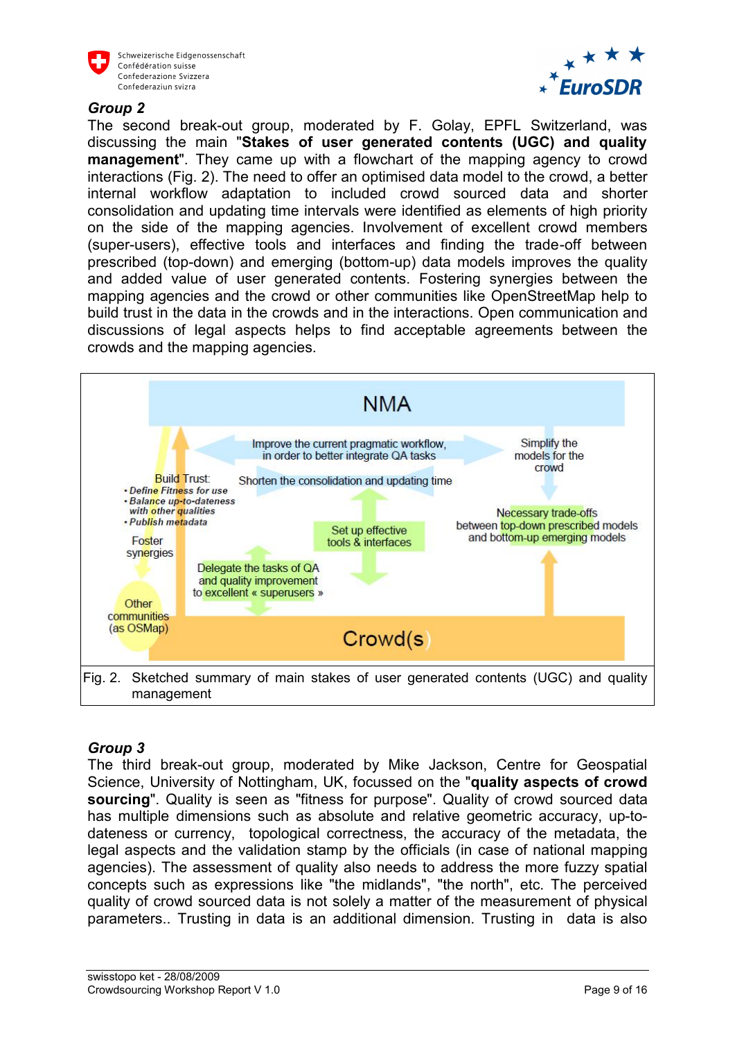### *Group 2*

The second break-out group, moderated by F. Golay, EPFL Switzerland, was discussing the main "**Stakes of user generated contents (UGC) and quality management**". They came up with a flowchart of the mapping agency to crowd interactions (Fig. 2). The need to offer an optimised data model to the crowd, a better internal workflow adaptation to included crowd sourced data and shorter consolidation and updating time intervals were identified as elements of high priority on the side of the mapping agencies. Involvement of excellent crowd members (super-users), effective tools and interfaces and finding the trade-off between prescribed (top-down) and emerging (bottom-up) data models improves the quality and added value of user generated contents. Fostering synergies between the mapping agencies and the crowd or other communities like OpenStreetMap help to build trust in the data in the crowds and in the interactions. Open communication and discussions of legal aspects helps to find acceptable agreements between the crowds and the mapping agencies.

NMA

Improve the current pragmatic workflow, in order to better integrate QA tasks

Simplify the models for the crowd

Build Trust:
- *Define Fitness for use*
- *Balance up-to-dateness with other qualities*
- *Publish metadata*

Shorten the consolidation and updating time

Necessary trade-offs between top-down prescribed models and bottom-up emerging models

Set up effective tools & interfaces

Foster synergies

Delegate the tasks of QA and quality improvement to excellent « supersuers »

Other communities (as OSMap)

Crowd(s)

Fig. 2. Sketched summary of main stakes of user generated contents (UGC) and quality management

### *Group 3*

The third break-out group, moderated by Mike Jackson, Centre for Geospatial Science, University of Nottingham, UK, focussed on the "**quality aspects of crowd sourcing**". Quality is seen as "fitness for purpose". Quality of crowd sourced data has multiple dimensions such as absolute and relative geometric accuracy, up-to-dateness or currency, topological correctness, the accuracy of the metadata, the legal aspects and the validation stamp by the officials (in case of national mapping agencies). The assessment of quality also needs to address the more fuzzy spatial concepts such as expressions like "the midlands", "the north", etc. The perceived quality of crowd sourced data is not solely a matter of the measurement of physical parameters.. Trusting in data is an additional dimension. Trusting in data is also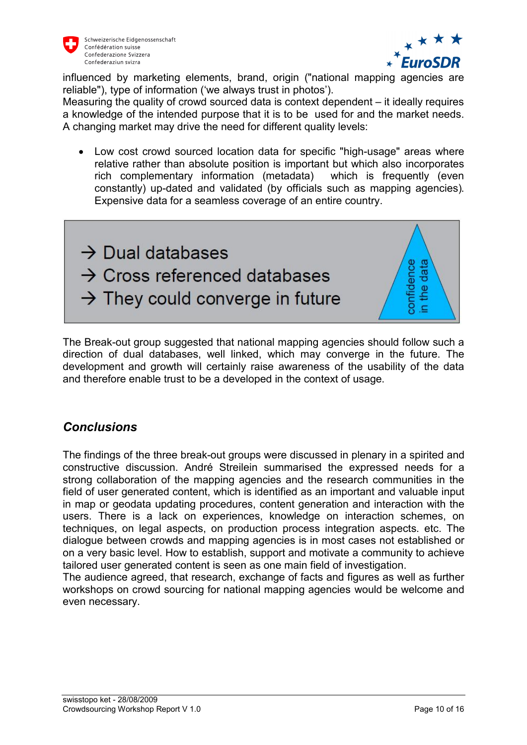influenced by marketing elements, brand, origin ("national mapping agencies are reliable"), type of information ('we always trust in photos').
Measuring the quality of crowd sourced data is context dependent – it ideally requires a knowledge of the intended purpose that it is to be used for and the market needs. A changing market may drive the need for different quality levels:

- Low cost crowd sourced location data for specific "high-usage" areas where relative rather than absolute position is important but which also incorporates rich complementary information (metadata) which is frequently (even constantly) up-dated and validated (by officials such as mapping agencies). Expensive data for a seamless coverage of an entire country.

→ Dual databases
→ Cross referenced databases
→ They could converge in future

confidence in the data

The Break-out group suggested that national mapping agencies should follow such a direction of dual databases, well linked, which may converge in the future. The development and growth will certainly raise awareness of the usability of the data and therefore enable trust to be a developed in the context of usage.

## *Conclusions*

The findings of the three break-out groups were discussed in plenary in a spirited and constructive discussion. André Streilein summarised the expressed needs for a strong collaboration of the mapping agencies and the research communities in the field of user generated content, which is identified as an important and valuable input in map or geodata updating procedures, content generation and interaction with the users. There is a lack on experiences, knowledge on interaction schemes, on techniques, on legal aspects, on production process integration aspects. etc. The dialogue between crowds and mapping agencies is in most cases not established or on a very basic level. How to establish, support and motivate a community to achieve tailored user generated content is seen as one main field of investigation.
The audience agreed, that research, exchange of facts and figures as well as further workshops on crowd sourcing for national mapping agencies would be welcome and even necessary.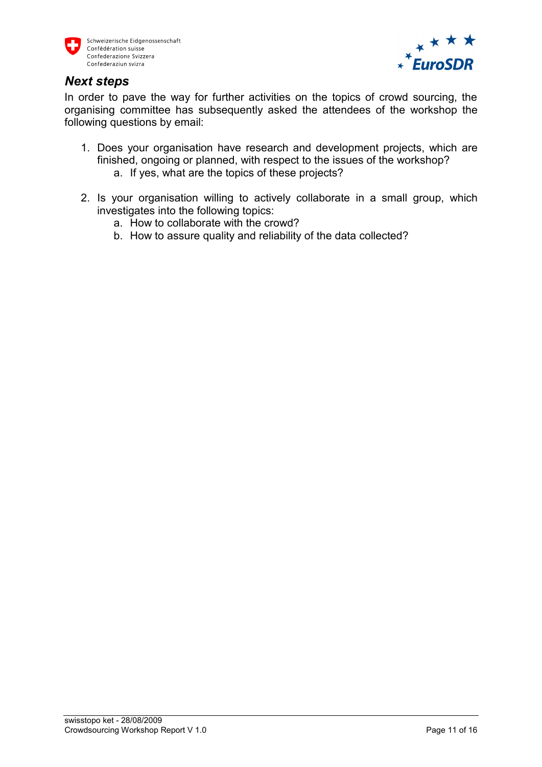## *Next steps*

In order to pave the way for further activities on the topics of crowd sourcing, the organising committee has subsequently asked the attendees of the workshop the following questions by email:

1. Does your organisation have research and development projects, which are finished, ongoing or planned, with respect to the issues of the workshop?
   a. If yes, what are the topics of these projects?

2. Is your organisation willing to actively collaborate in a small group, which investigates into the following topics:
   a. How to collaborate with the crowd?
   b. How to assure quality and reliability of the data collected?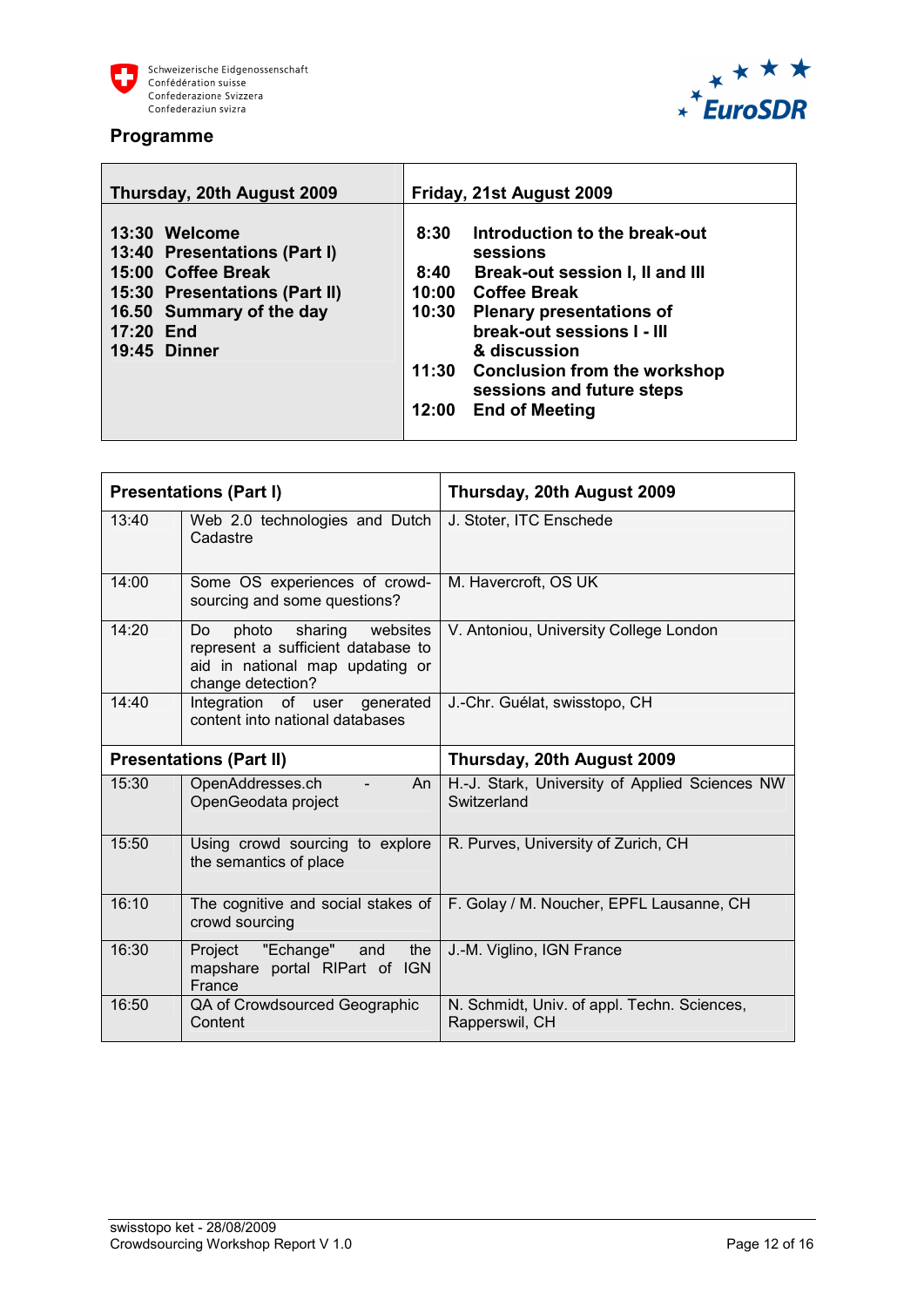## Programme

| Thursday, 20th August 2009 | Friday, 21st August 2009 |
|---|---|
| **13:30 Welcome**<br>**13:40 Presentations (Part I)**<br>**15:00 Coffee Break**<br>**15:30 Presentations (Part II)**<br>**16.50 Summary of the day**<br>**17:20 End**<br>**19:45 Dinner** | **8:30 Introduction to the break-out sessions**<br>**8:40 Break-out session I, II and III**<br>**10:00 Coffee Break**<br>**10:30 Plenary presentations of break-out sessions I - III & discussion**<br>**11:30 Conclusion from the workshop sessions and future steps**<br>**12:00 End of Meeting** |

| **Presentations (Part I)** | | **Thursday, 20th August 2009** |
|---|---|---|
| 13:40 | Web 2.0 technologies and Dutch Cadastre | J. Stoter, ITC Enschede |
| 14:00 | Some OS experiences of crowd-sourcing and some questions? | M. Havercroft, OS UK |
| 14:20 | Do photo sharing websites represent a sufficient database to aid in national map updating or change detection? | V. Antoniou, University College London |
| 14:40 | Integration of user generated content into national databases | J.-Chr. Guélat, swisstopo, CH |
| **Presentations (Part II)** | | **Thursday, 20th August 2009** |
| 15:30 | OpenAddresses.ch - An OpenGeodata project | H.-J. Stark, University of Applied Sciences NW Switzerland |
| 15:50 | Using crowd sourcing to explore the semantics of place | R. Purves, University of Zurich, CH |
| 16:10 | The cognitive and social stakes of crowd sourcing | F. Golay / M. Noucher, EPFL Lausanne, CH |
| 16:30 | Project "Echange" and the mapshare portal RIPart of IGN France | J.-M. Viglino, IGN France |
| 16:50 | QA of Crowdsourced Geographic Content | N. Schmidt, Univ. of appl. Techn. Sciences, Rapperswil, CH |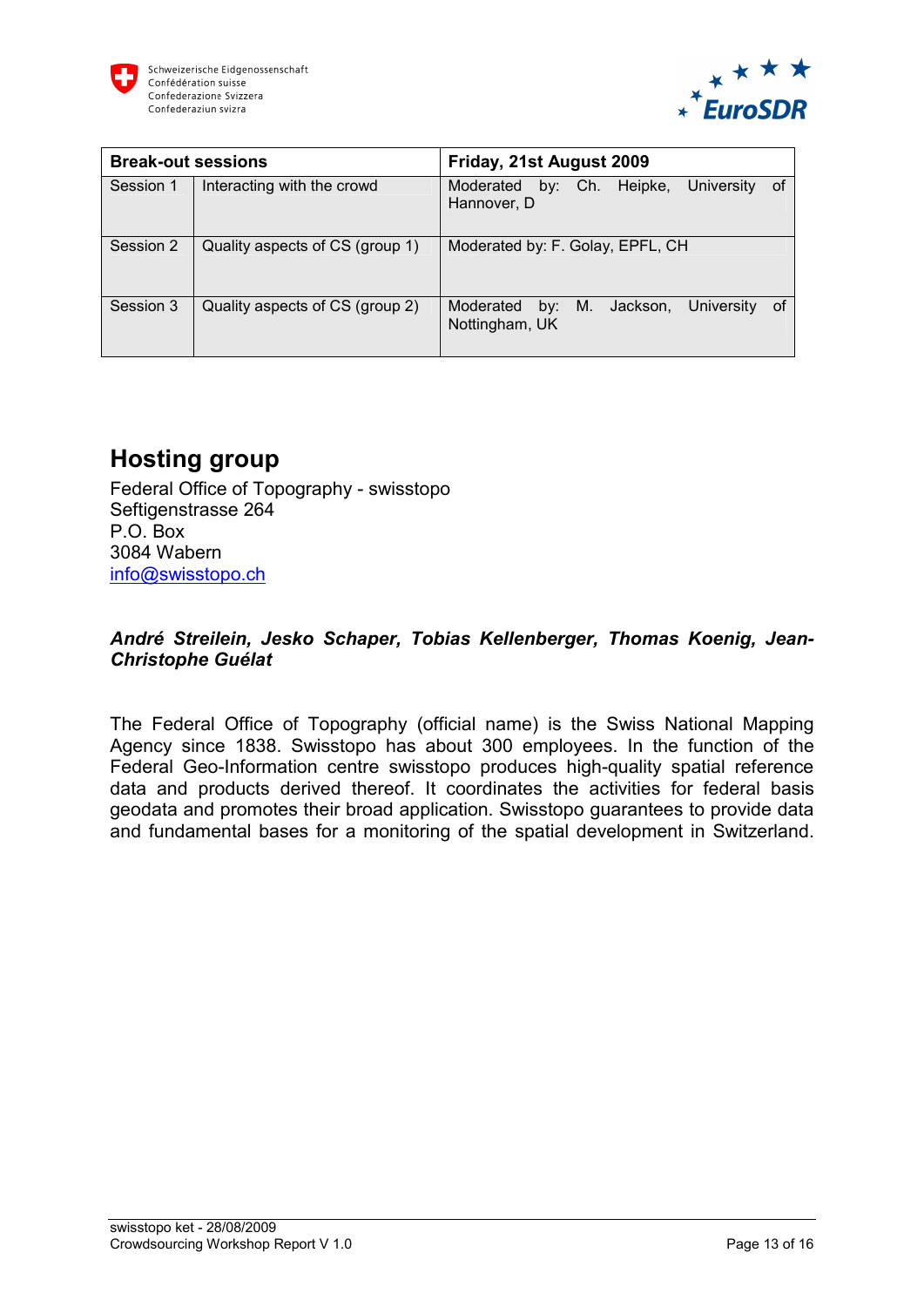| Break-out sessions | | Friday, 21st August 2009 |
|---|---|---|
| Session 1 | Interacting with the crowd | Moderated by: Ch. Heipke, University of Hannover, D |
| Session 2 | Quality aspects of CS (group 1) | Moderated by: F. Golay, EPFL, CH |
| Session 3 | Quality aspects of CS (group 2) | Moderated by: M. Jackson, University of Nottingham, UK |

## Hosting group

Federal Office of Topography - swisstopo
Seftigenstrasse 264
P.O. Box
3084 Wabern
info@swisstopo.ch

***André Streilein, Jesko Schaper, Tobias Kellenberger, Thomas Koenig, Jean-Christophe Guélat***

The Federal Office of Topography (official name) is the Swiss National Mapping Agency since 1838. Swisstopo has about 300 employees. In the function of the Federal Geo-Information centre swisstopo produces high-quality spatial reference data and products derived thereof. It coordinates the activities for federal basis geodata and promotes their broad application. Swisstopo guarantees to provide data and fundamental bases for a monitoring of the spatial development in Switzerland.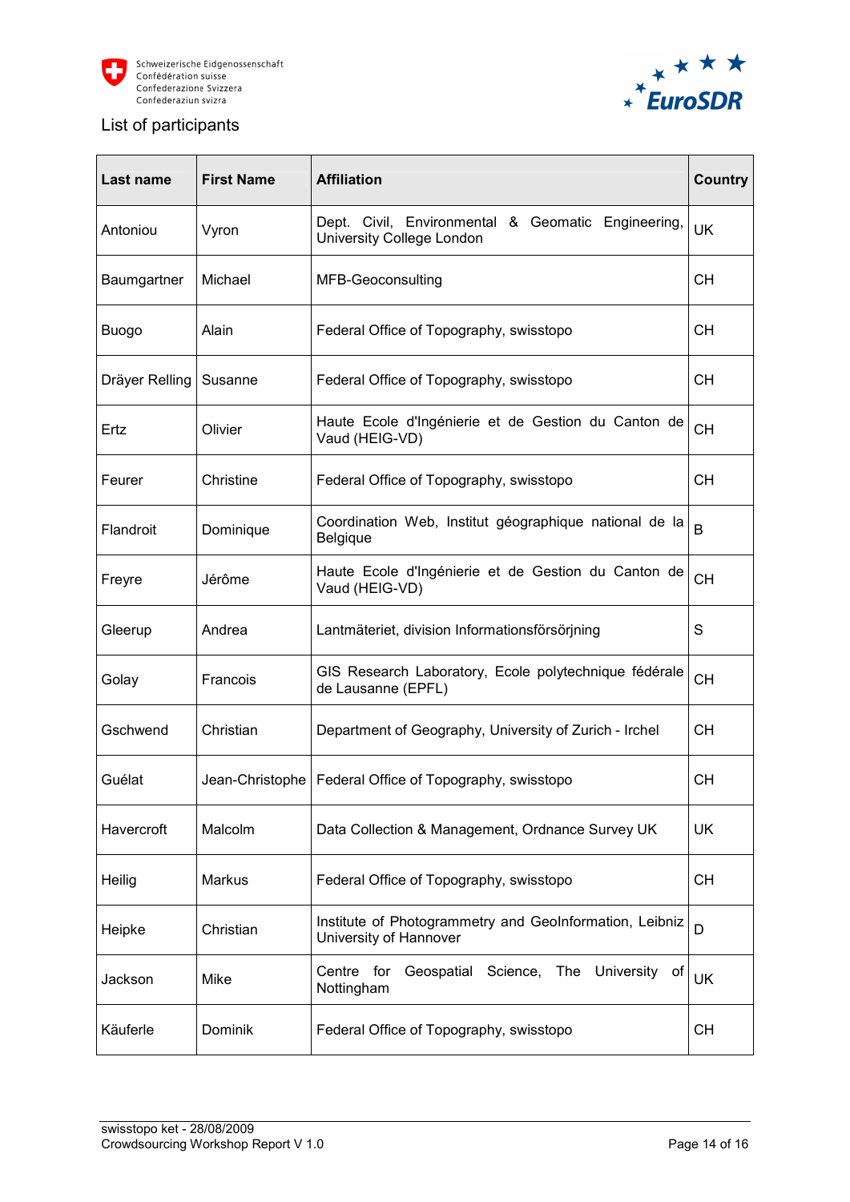List of participants

| Last name | First Name | Affiliation | Country |
|---|---|---|---|
| Antoniou | Vyron | Dept. Civil, Environmental & Geomatic Engineering, University College London | UK |
| Baumgartner | Michael | MFB-Geoconsulting | CH |
| Buogo | Alain | Federal Office of Topography, swisstopo | CH |
| Dräyer Relling | Susanne | Federal Office of Topography, swisstopo | CH |
| Ertz | Olivier | Haute Ecole d'Ingénierie et de Gestion du Canton de Vaud (HEIG-VD) | CH |
| Feurer | Christine | Federal Office of Topography, swisstopo | CH |
| Flandroit | Dominique | Coordination Web, Institut géographique national de la Belgique | B |
| Freyre | Jérôme | Haute Ecole d'Ingénierie et de Gestion du Canton de Vaud (HEIG-VD) | CH |
| Gleerup | Andrea | Lantmäteriet, division Informationsförsörjning | S |
| Golay | Francois | GIS Research Laboratory, Ecole polytechnique fédérale de Lausanne (EPFL) | CH |
| Gschwend | Christian | Department of Geography, University of Zurich - Irchel | CH |
| Guélat | Jean-Christophe | Federal Office of Topography, swisstopo | CH |
| Havercroft | Malcolm | Data Collection & Management, Ordnance Survey UK | UK |
| Heilig | Markus | Federal Office of Topography, swisstopo | CH |
| Heipke | Christian | Institute of Photogrammetry and GeoInformation, Leibniz University of Hannover | D |
| Jackson | Mike | Centre for Geospatial Science, The University of Nottingham | UK |
| Käuferle | Dominik | Federal Office of Topography, swisstopo | CH |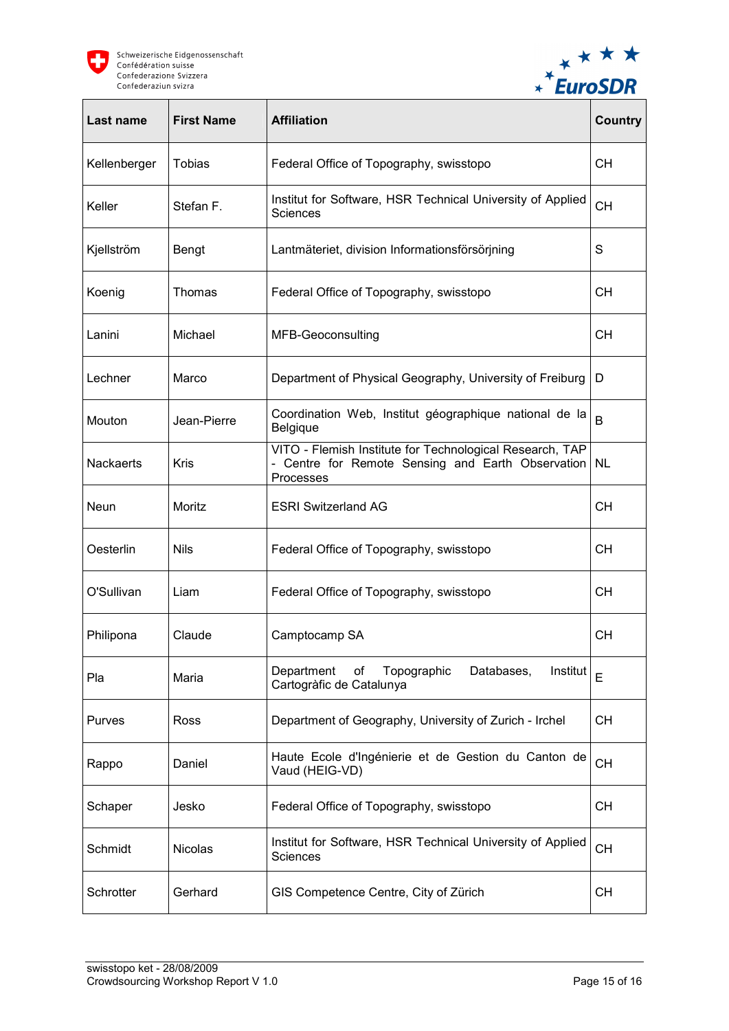| Last name | First Name | Affiliation | Country |
|---|---|---|---|
| Kellenberger | Tobias | Federal Office of Topography, swisstopo | CH |
| Keller | Stefan F. | Institut for Software, HSR Technical University of Applied Sciences | CH |
| Kjellström | Bengt | Lantmäteriet, division Informationsförsörjning | S |
| Koenig | Thomas | Federal Office of Topography, swisstopo | CH |
| Lanini | Michael | MFB-Geoconsulting | CH |
| Lechner | Marco | Department of Physical Geography, University of Freiburg | D |
| Mouton | Jean-Pierre | Coordination Web, Institut géographique national de la Belgique | B |
| Nackaerts | Kris | VITO - Flemish Institute for Technological Research, TAP - Centre for Remote Sensing and Earth Observation Processes | NL |
| Neun | Moritz | ESRI Switzerland AG | CH |
| Oesterlin | Nils | Federal Office of Topography, swisstopo | CH |
| O'Sullivan | Liam | Federal Office of Topography, swisstopo | CH |
| Philipona | Claude | Camptocamp SA | CH |
| Pla | Maria | Department of Topographic Databases, Institut Cartogràfic de Catalunya | E |
| Purves | Ross | Department of Geography, University of Zurich - Irchel | CH |
| Rappo | Daniel | Haute Ecole d'Ingénierie et de Gestion du Canton de Vaud (HEIG-VD) | CH |
| Schaper | Jesko | Federal Office of Topography, swisstopo | CH |
| Schmidt | Nicolas | Institut for Software, HSR Technical University of Applied Sciences | CH |
| Schrotter | Gerhard | GIS Competence Centre, City of Zürich | CH |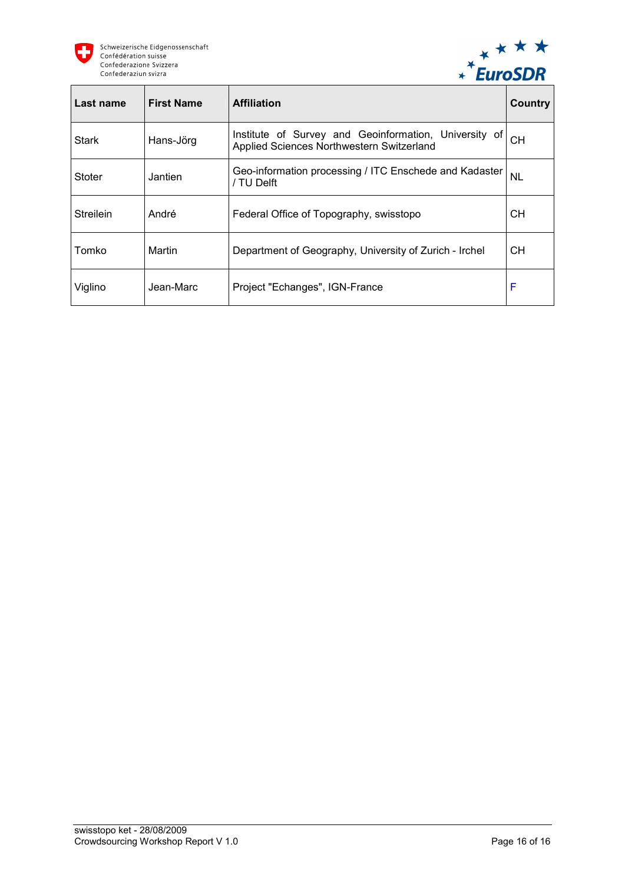| Last name | First Name | Affiliation | Country |
| --- | --- | --- | --- |
| Stark | Hans-Jörg | Institute of Survey and Geoinformation, University of Applied Sciences Northwestern Switzerland | CH |
| Stoter | Jantien | Geo-information processing / ITC Enschede and Kadaster / TU Delft | NL |
| Streilein | André | Federal Office of Topography, swisstopo | CH |
| Tomko | Martin | Department of Geography, University of Zurich - Irchel | CH |
| Viglino | Jean-Marc | Project "Echanges", IGN-France | F |